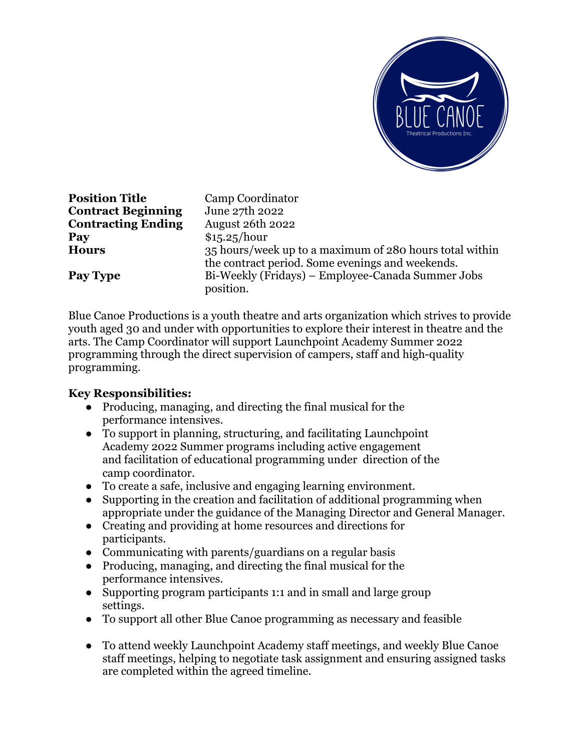| | |
|---|---|
| **Position Title** | Camp Coordinator |
| **Contract Beginning** | June 27th 2022 |
| **Contracting Ending** | August 26th 2022 |
| **Pay** | $15.25/hour |
| **Hours** | 35 hours/week up to a maximum of 280 hours total within the contract period. Some evenings and weekends. |
| **Pay Type** | Bi-Weekly (Fridays) – Employee-Canada Summer Jobs position. |

Blue Canoe Productions is a youth theatre and arts organization which strives to provide youth aged 30 and under with opportunities to explore their interest in theatre and the arts. The Camp Coordinator will support Launchpoint Academy Summer 2022 programming through the direct supervision of campers, staff and high-quality programming.

**Key Responsibilities:**

- Producing, managing, and directing the final musical for the performance intensives.
- To support in planning, structuring, and facilitating Launchpoint Academy 2022 Summer programs including active engagement and facilitation of educational programming under direction of the camp coordinator.
- To create a safe, inclusive and engaging learning environment.
- Supporting in the creation and facilitation of additional programming when appropriate under the guidance of the Managing Director and General Manager.
- Creating and providing at home resources and directions for participants.
- Communicating with parents/guardians on a regular basis
- Producing, managing, and directing the final musical for the performance intensives.
- Supporting program participants 1:1 and in small and large group settings.
- To support all other Blue Canoe programming as necessary and feasible
- To attend weekly Launchpoint Academy staff meetings, and weekly Blue Canoe staff meetings, helping to negotiate task assignment and ensuring assigned tasks are completed within the agreed timeline.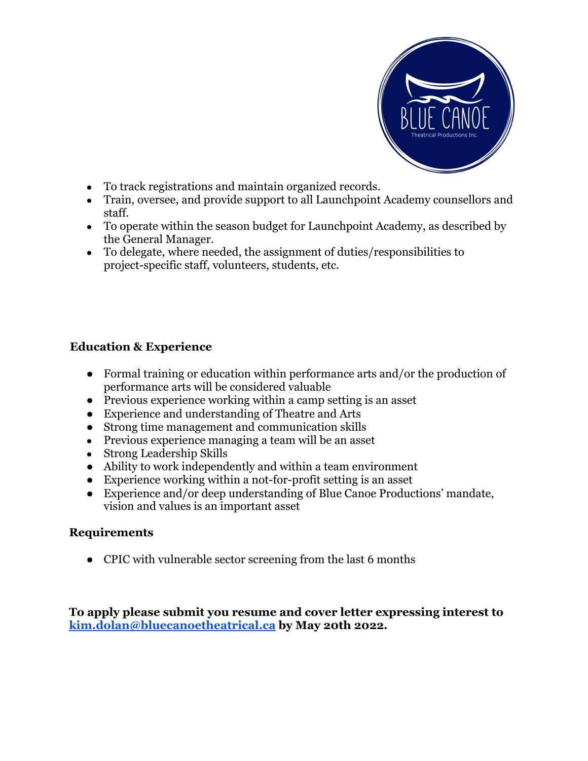- To track registrations and maintain organized records.
- Train, oversee, and provide support to all Launchpoint Academy counsellors and staff.
- To operate within the season budget for Launchpoint Academy, as described by the General Manager.
- To delegate, where needed, the assignment of duties/responsibilities to project-specific staff, volunteers, students, etc.

**Education & Experience**

- Formal training or education within performance arts and/or the production of performance arts will be considered valuable
- Previous experience working within a camp setting is an asset
- Experience and understanding of Theatre and Arts
- Strong time management and communication skills
- Previous experience managing a team will be an asset
- Strong Leadership Skills
- Ability to work independently and within a team environment
- Experience working within a not-for-profit setting is an asset
- Experience and/or deep understanding of Blue Canoe Productions' mandate, vision and values is an important asset

**Requirements**

- CPIC with vulnerable sector screening from the last 6 months

**To apply please submit you resume and cover letter expressing interest to [kim.dolan@bluecanoetheatrical.ca](mailto:kim.dolan@bluecanoetheatrical.ca) by May 20th 2022.**